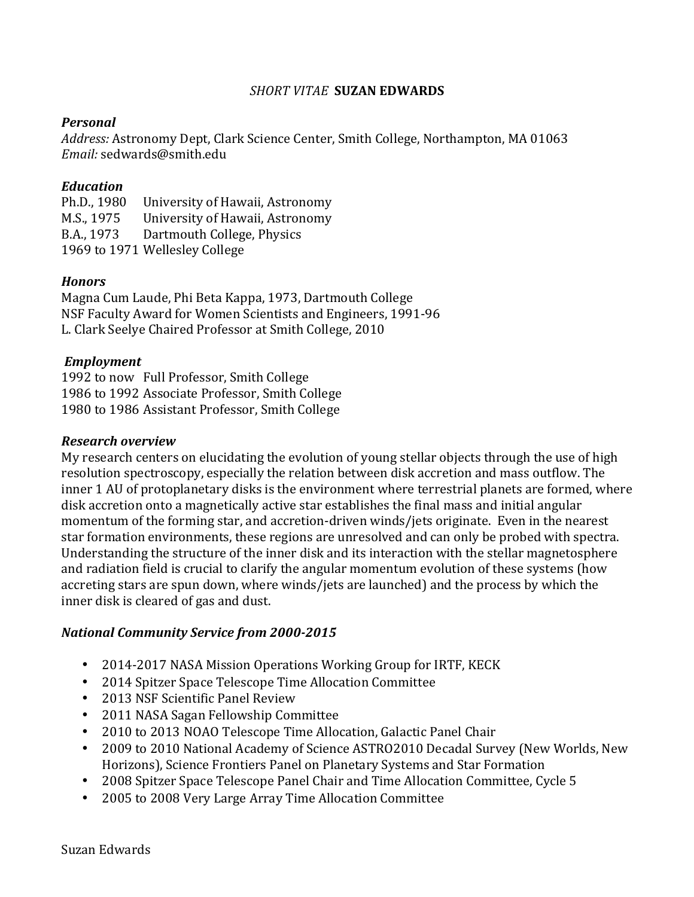# *SHORT VITAE* **SUZAN EDWARDS**

### *Personal*

*Address:* Astronomy Dept, Clark Science Center, Smith College, Northampton, MA 01063
*Email:* sedwards@smith.edu

### *Education*

Ph.D., 1980 University of Hawaii, Astronomy
M.S., 1975 University of Hawaii, Astronomy
B.A., 1973 Dartmouth College, Physics
1969 to 1971 Wellesley College

### *Honors*

Magna Cum Laude, Phi Beta Kappa, 1973, Dartmouth College
NSF Faculty Award for Women Scientists and Engineers, 1991-96
L. Clark Seelye Chaired Professor at Smith College, 2010

### *Employment*

1992 to now Full Professor, Smith College
1986 to 1992 Associate Professor, Smith College
1980 to 1986 Assistant Professor, Smith College

### *Research overview*

My research centers on elucidating the evolution of young stellar objects through the use of high resolution spectroscopy, especially the relation between disk accretion and mass outflow. The inner 1 AU of protoplanetary disks is the environment where terrestrial planets are formed, where disk accretion onto a magnetically active star establishes the final mass and initial angular momentum of the forming star, and accretion-driven winds/jets originate. Even in the nearest star formation environments, these regions are unresolved and can only be probed with spectra. Understanding the structure of the inner disk and its interaction with the stellar magnetosphere and radiation field is crucial to clarify the angular momentum evolution of these systems (how accreting stars are spun down, where winds/jets are launched) and the process by which the inner disk is cleared of gas and dust.

### *National Community Service from 2000-2015*

- 2014-2017 NASA Mission Operations Working Group for IRTF, KECK
- 2014 Spitzer Space Telescope Time Allocation Committee
- 2013 NSF Scientific Panel Review
- 2011 NASA Sagan Fellowship Committee
- 2010 to 2013 NOAO Telescope Time Allocation, Galactic Panel Chair
- 2009 to 2010 National Academy of Science ASTRO2010 Decadal Survey (New Worlds, New Horizons), Science Frontiers Panel on Planetary Systems and Star Formation
- 2008 Spitzer Space Telescope Panel Chair and Time Allocation Committee, Cycle 5
- 2005 to 2008 Very Large Array Time Allocation Committee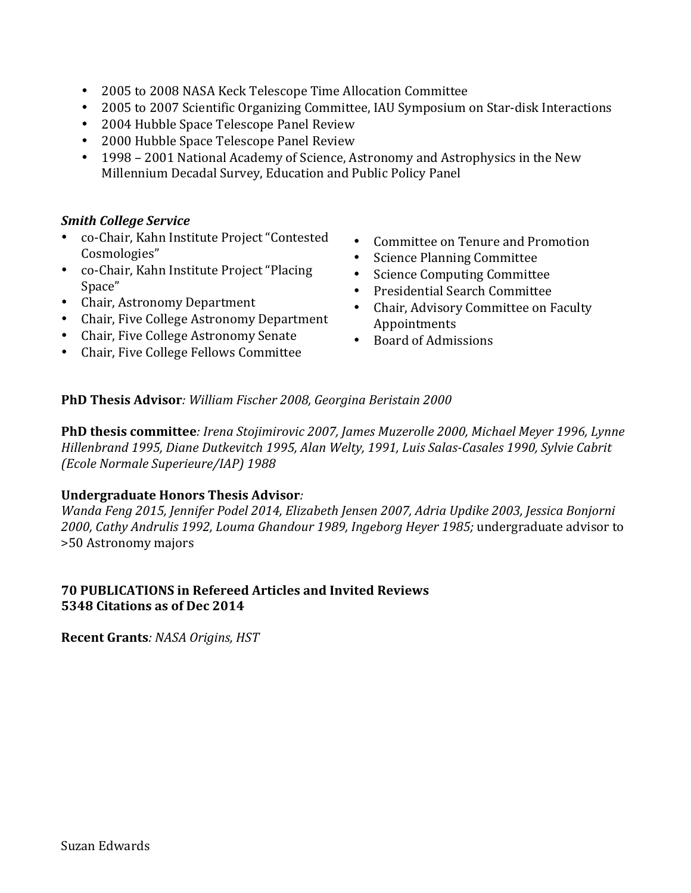- 2005 to 2008 NASA Keck Telescope Time Allocation Committee
- 2005 to 2007 Scientific Organizing Committee, IAU Symposium on Star-disk Interactions
- 2004 Hubble Space Telescope Panel Review
- 2000 Hubble Space Telescope Panel Review
- 1998 – 2001 National Academy of Science, Astronomy and Astrophysics in the New Millennium Decadal Survey, Education and Public Policy Panel

***Smith College Service***

- co-Chair, Kahn Institute Project "Contested Cosmologies"
- co-Chair, Kahn Institute Project "Placing Space"
- Chair, Astronomy Department
- Chair, Five College Astronomy Department
- Chair, Five College Astronomy Senate
- Chair, Five College Fellows Committee
- Committee on Tenure and Promotion
- Science Planning Committee
- Science Computing Committee
- Presidential Search Committee
- Chair, Advisory Committee on Faculty Appointments
- Board of Admissions

**PhD Thesis Advisor***: William Fischer 2008, Georgina Beristain 2000*

**PhD thesis committee***: Irena Stojimirovic 2007, James Muzerolle 2000, Michael Meyer 1996, Lynne Hillenbrand 1995, Diane Dutkevitch 1995, Alan Welty, 1991, Luis Salas-Casales 1990, Sylvie Cabrit (Ecole Normale Superieure/IAP) 1988*

**Undergraduate Honors Thesis Advisor***:*
*Wanda Feng 2015, Jennifer Podel 2014, Elizabeth Jensen 2007, Adria Updike 2003, Jessica Bonjorni 2000, Cathy Andrulis 1992, Louma Ghandour 1989, Ingeborg Heyer 1985;* undergraduate advisor to >50 Astronomy majors

**70 PUBLICATIONS in Refereed Articles and Invited Reviews**
**5348 Citations as of Dec 2014**

**Recent Grants***: NASA Origins, HST*